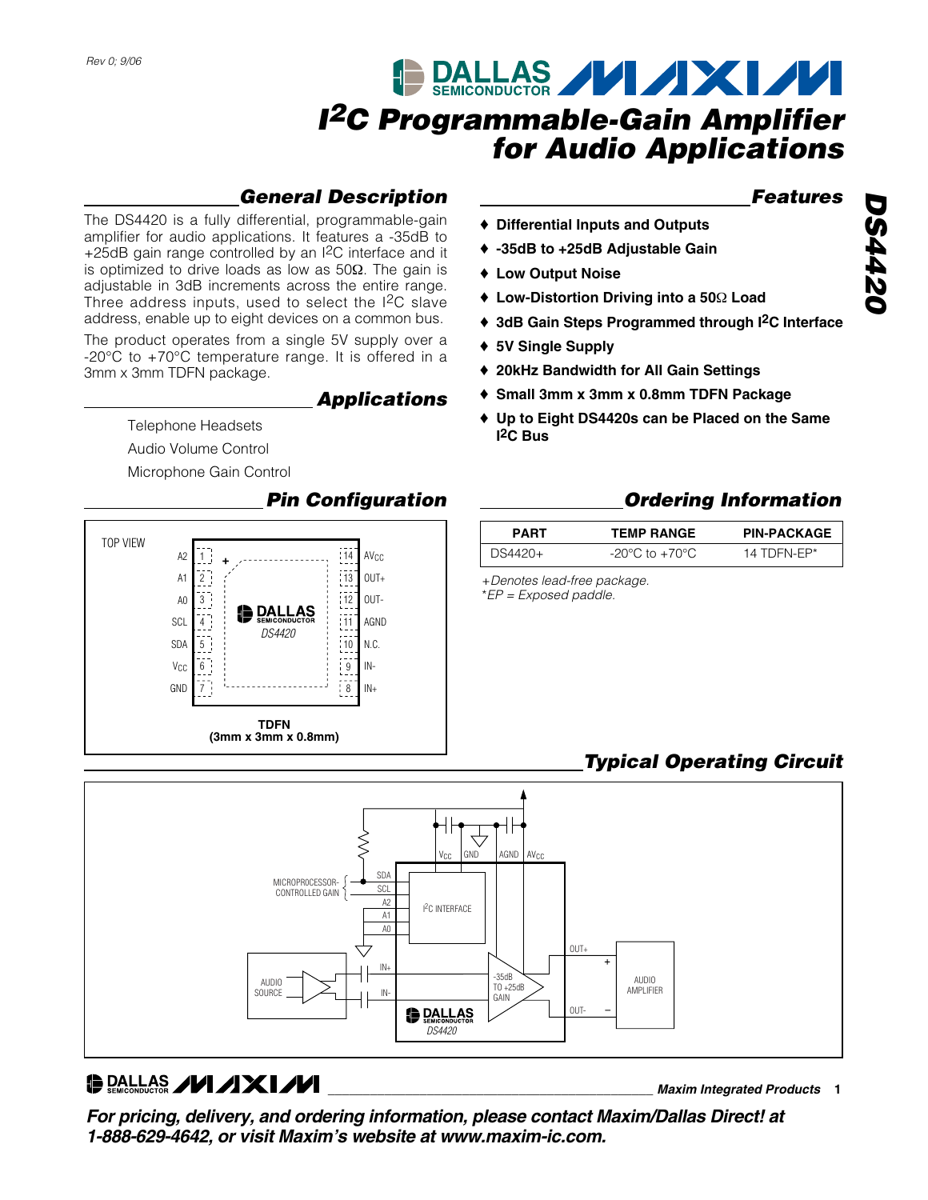# I²C Programmable-Gain Amplifier for Audio Applications

## General Description

The DS4420 is a fully differential, programmable-gain amplifier for audio applications. It features a -35dB to +25dB gain range controlled by an I²C interface and it is optimized to drive loads as low as 50Ω. The gain is adjustable in 3dB increments across the entire range. Three address inputs, used to select the I²C slave address, enable up to eight devices on a common bus.

The product operates from a single 5V supply over a -20°C to +70°C temperature range. It is offered in a 3mm x 3mm TDFN package.

## Applications

Telephone Headsets

Audio Volume Control

Microphone Gain Control

## Features

- ♦ **Differential Inputs and Outputs**
- ♦ **-35dB to +25dB Adjustable Gain**
- ♦ **Low Output Noise**
- ♦ **Low-Distortion Driving into a 50Ω Load**
- ♦ **3dB Gain Steps Programmed through I²C Interface**
- ♦ **5V Single Supply**
- ♦ **20kHz Bandwidth for All Gain Settings**
- ♦ **Small 3mm x 3mm x 0.8mm TDFN Package**
- ♦ **Up to Eight DS4420s can be Placed on the Same I²C Bus**

## Pin Configuration

TOP VIEW

| Pin | Name | Pin | Name |
|---|---|---|---|
| 1 | A2 | 14 | $AV_{CC}$ |
| 2 | A1 | 13 | OUT+ |
| 3 | A0 | 12 | OUT- |
| 4 | SCL | 11 | AGND |
| 5 | SDA | 10 | N.C. |
| 6 | $V_{CC}$ | 9 | IN- |
| 7 | GND | 8 | IN+ |

**TDFN**
**(3mm x 3mm x 0.8mm)**

## Ordering Information

| PART | TEMP RANGE | PIN-PACKAGE |
|---|---|---|
| DS4420+ | -20°C to +70°C | 14 TDFN-EP* |

*+Denotes lead-free package.*
*\*EP = Exposed paddle.*

## Typical Operating Circuit

*For pricing, delivery, and ordering information, please contact Maxim/Dallas Direct! at 1-888-629-4642, or visit Maxim's website at www.maxim-ic.com.*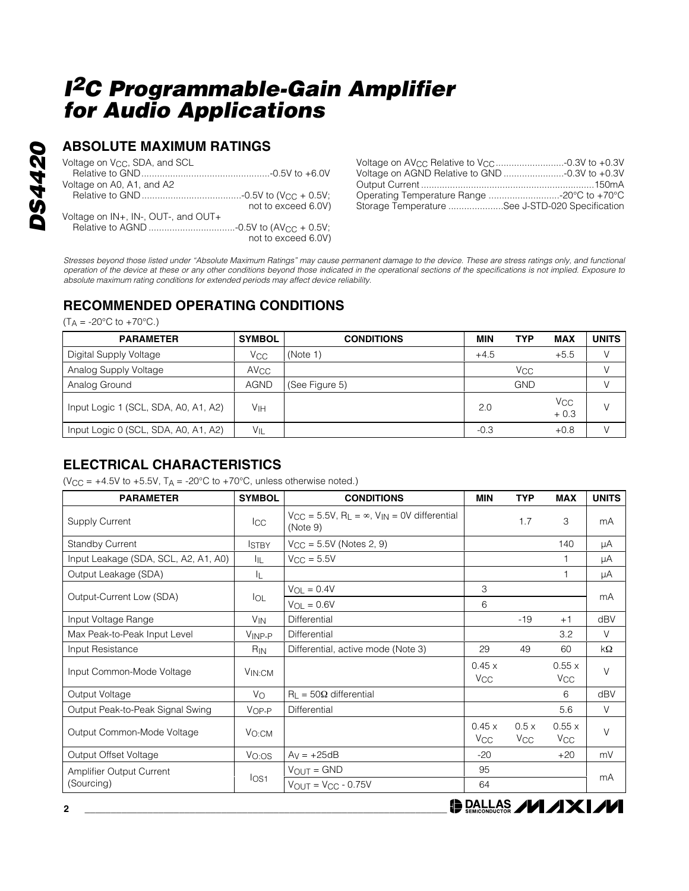# $I^2C$ Programmable-Gain Amplifier for Audio Applications

## ABSOLUTE MAXIMUM RATINGS

Voltage on $V_{CC}$, SDA, and SCL Relative to GND ....................-0.5V to +6.0V
Voltage on A0, A1, and A2 Relative to GND ....................-0.5V to ($V_{CC}$ + 0.5V; not to exceed 6.0V)
Voltage on IN+, IN-, OUT-, and OUT+ Relative to AGND ....................-0.5V to ($AV_{CC}$ + 0.5V; not to exceed 6.0V)
Voltage on $AV_{CC}$ Relative to $V_{CC}$ ....................-0.3V to +0.3V
Voltage on AGND Relative to GND ....................-0.3V to +0.3V
Output Current ....................150mA
Operating Temperature Range ....................-20°C to +70°C
Storage Temperature ....................See J-STD-020 Specification

*Stresses beyond those listed under "Absolute Maximum Ratings" may cause permanent damage to the device. These are stress ratings only, and functional operation of the device at these or any other conditions beyond those indicated in the operational sections of the specifications is not implied. Exposure to absolute maximum rating conditions for extended periods may affect device reliability.*

## RECOMMENDED OPERATING CONDITIONS

($T_A$ = -20°C to +70°C.)

| PARAMETER | SYMBOL | CONDITIONS | MIN | TYP | MAX | UNITS |
|---|---|---|---|---|---|---|
| Digital Supply Voltage | $V_{CC}$ | (Note 1) | +4.5 | | +5.5 | V |
| Analog Supply Voltage | $AV_{CC}$ | | | $V_{CC}$ | | V |
| Analog Ground | AGND | (See Figure 5) | | GND | | V |
| Input Logic 1 (SCL, SDA, A0, A1, A2) | $V_{IH}$ | | 2.0 | | $V_{CC}$ + 0.3 | V |
| Input Logic 0 (SCL, SDA, A0, A1, A2) | $V_{IL}$ | | -0.3 | | +0.8 | V |

## ELECTRICAL CHARACTERISTICS

($V_{CC}$ = +4.5V to +5.5V, $T_A$ = -20°C to +70°C, unless otherwise noted.)

| PARAMETER | SYMBOL | CONDITIONS | MIN | TYP | MAX | UNITS |
|---|---|---|---|---|---|---|
| Supply Current | $I_{CC}$ | $V_{CC}$ = 5.5V, $R_L = \infty$, $V_{IN}$ = 0V differential (Note 9) | | 1.7 | 3 | mA |
| Standby Current | $I_{STBY}$ | $V_{CC}$ = 5.5V (Notes 2, 9) | | | 140 | µA |
| Input Leakage (SDA, SCL, A2, A1, A0) | $I_{IL}$ | $V_{CC}$ = 5.5V | | | 1 | µA |
| Output Leakage (SDA) | $I_L$ | | | | 1 | µA |
| Output-Current Low (SDA) | $I_{OL}$ | $V_{OL}$ = 0.4V | 3 | | | mA |
| | | $V_{OL}$ = 0.6V | 6 | | | |
| Input Voltage Range | $V_{IN}$ | Differential | | -19 | +1 | dBV |
| Max Peak-to-Peak Input Level | $V_{INP-P}$ | Differential | | | 3.2 | V |
| Input Resistance | $R_{IN}$ | Differential, active mode (Note 3) | 29 | 49 | 60 | kΩ |
| Input Common-Mode Voltage | $V_{IN:CM}$ | | 0.45 x $V_{CC}$ | | 0.55 x $V_{CC}$ | V |
| Output Voltage | $V_O$ | $R_L$ = 50Ω differential | | | 6 | dBV |
| Output Peak-to-Peak Signal Swing | $V_{OP-P}$ | Differential | | | 5.6 | V |
| Output Common-Mode Voltage | $V_{O:CM}$ | | 0.45 x $V_{CC}$ | 0.5 x $V_{CC}$ | 0.55 x $V_{CC}$ | V |
| Output Offset Voltage | $V_{O:OS}$ | $A_V$ = +25dB | -20 | | +20 | mV |
| Amplifier Output Current (Sourcing) | $I_{OS1}$ | $V_{OUT}$ = GND | 95 | | | mA |
| | | $V_{OUT}$ = $V_{CC}$ - 0.75V | 64 | | | |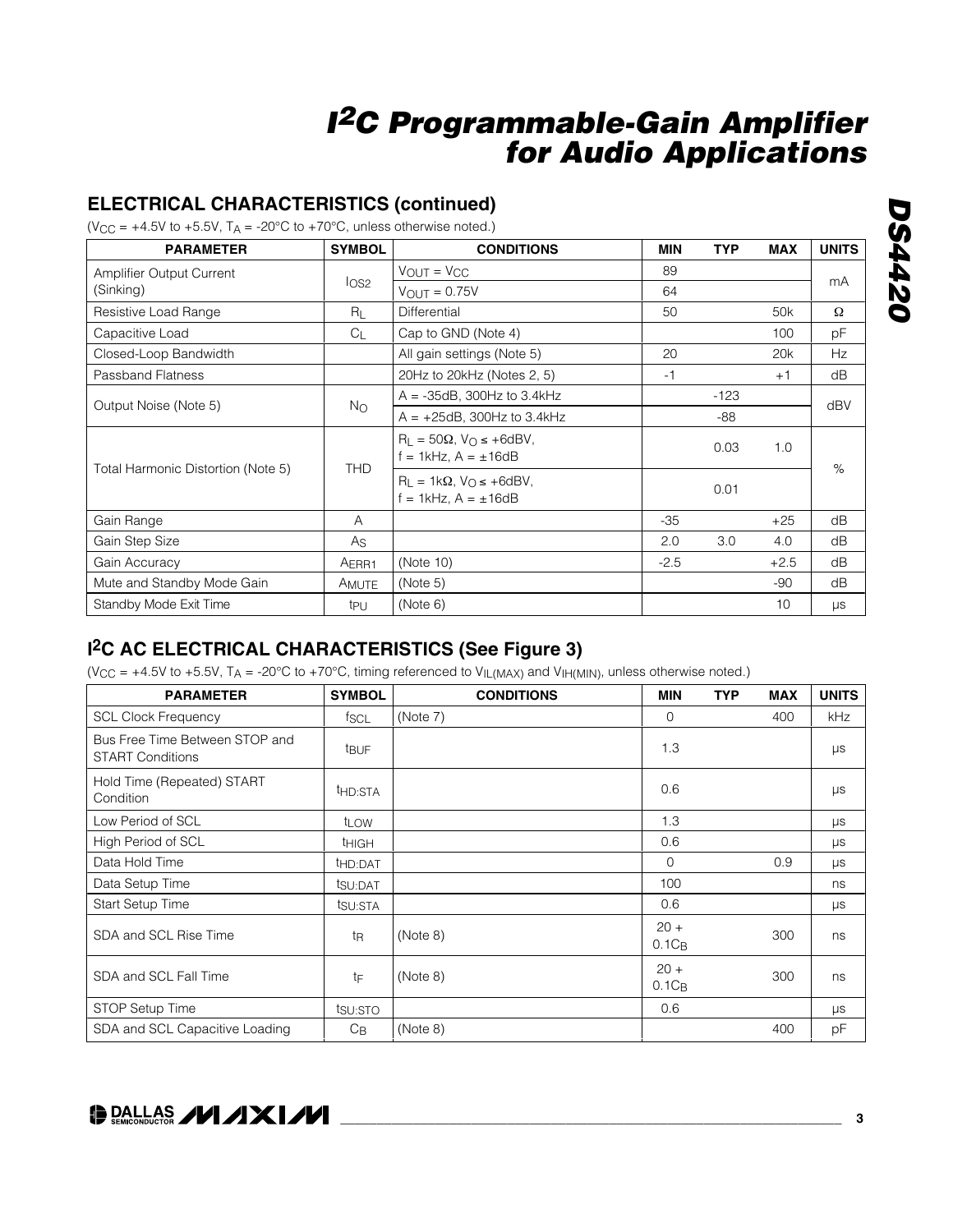## ELECTRICAL CHARACTERISTICS (continued)

($V_{CC}$ = +4.5V to +5.5V, $T_A$ = -20°C to +70°C, unless otherwise noted.)

| PARAMETER | SYMBOL | CONDITIONS | MIN | TYP | MAX | UNITS |
|---|---|---|---|---|---|---|
| Amplifier Output Current (Sinking) | $I_{OS2}$ | $V_{OUT} = V_{CC}$ | 89 | | | mA |
| | | $V_{OUT}$ = 0.75V | 64 | | | |
| Resistive Load Range | $R_L$ | Differential | 50 | | 50k | Ω |
| Capacitive Load | $C_L$ | Cap to GND (Note 4) | | | 100 | pF |
| Closed-Loop Bandwidth | | All gain settings (Note 5) | 20 | | 20k | Hz |
| Passband Flatness | | 20Hz to 20kHz (Notes 2, 5) | -1 | | +1 | dB |
| Output Noise (Note 5) | $N_O$ | A = -35dB, 300Hz to 3.4kHz | | -123 | | dBV |
| | | A = +25dB, 300Hz to 3.4kHz | | -88 | | |
| Total Harmonic Distortion (Note 5) | THD | $R_L$ = 50Ω, $V_O$ ≤ +6dBV, f = 1kHz, A = ±16dB | | 0.03 | 1.0 | % |
| | | $R_L$ = 1kΩ, $V_O$ ≤ +6dBV, f = 1kHz, A = ±16dB | | 0.01 | | |
| Gain Range | A | | -35 | | +25 | dB |
| Gain Step Size | $A_S$ | | 2.0 | 3.0 | 4.0 | dB |
| Gain Accuracy | $A_{ERR1}$ | (Note 10) | -2.5 | | +2.5 | dB |
| Mute and Standby Mode Gain | $A_{MUTE}$ | (Note 5) | | | -90 | dB |
| Standby Mode Exit Time | $t_{PU}$ | (Note 6) | | | 10 | µs |

## I²C AC ELECTRICAL CHARACTERISTICS (See Figure 3)

($V_{CC}$ = +4.5V to +5.5V, $T_A$ = -20°C to +70°C, timing referenced to $V_{IL(MAX)}$ and $V_{IH(MIN)}$, unless otherwise noted.)

| PARAMETER | SYMBOL | CONDITIONS | MIN | TYP | MAX | UNITS |
|---|---|---|---|---|---|---|
| SCL Clock Frequency | $f_{SCL}$ | (Note 7) | 0 | | 400 | kHz |
| Bus Free Time Between STOP and START Conditions | $t_{BUF}$ | | 1.3 | | | µs |
| Hold Time (Repeated) START Condition | $t_{HD:STA}$ | | 0.6 | | | µs |
| Low Period of SCL | $t_{LOW}$ | | 1.3 | | | µs |
| High Period of SCL | $t_{HIGH}$ | | 0.6 | | | µs |
| Data Hold Time | $t_{HD:DAT}$ | | 0 | | 0.9 | µs |
| Data Setup Time | $t_{SU:DAT}$ | | 100 | | | ns |
| Start Setup Time | $t_{SU:STA}$ | | 0.6 | | | µs |
| SDA and SCL Rise Time | $t_R$ | (Note 8) | 20 + $0.1C_B$ | | 300 | ns |
| SDA and SCL Fall Time | $t_F$ | (Note 8) | 20 + $0.1C_B$ | | 300 | ns |
| STOP Setup Time | $t_{SU:STO}$ | | 0.6 | | | µs |
| SDA and SCL Capacitive Loading | $C_B$ | (Note 8) | | | 400 | pF |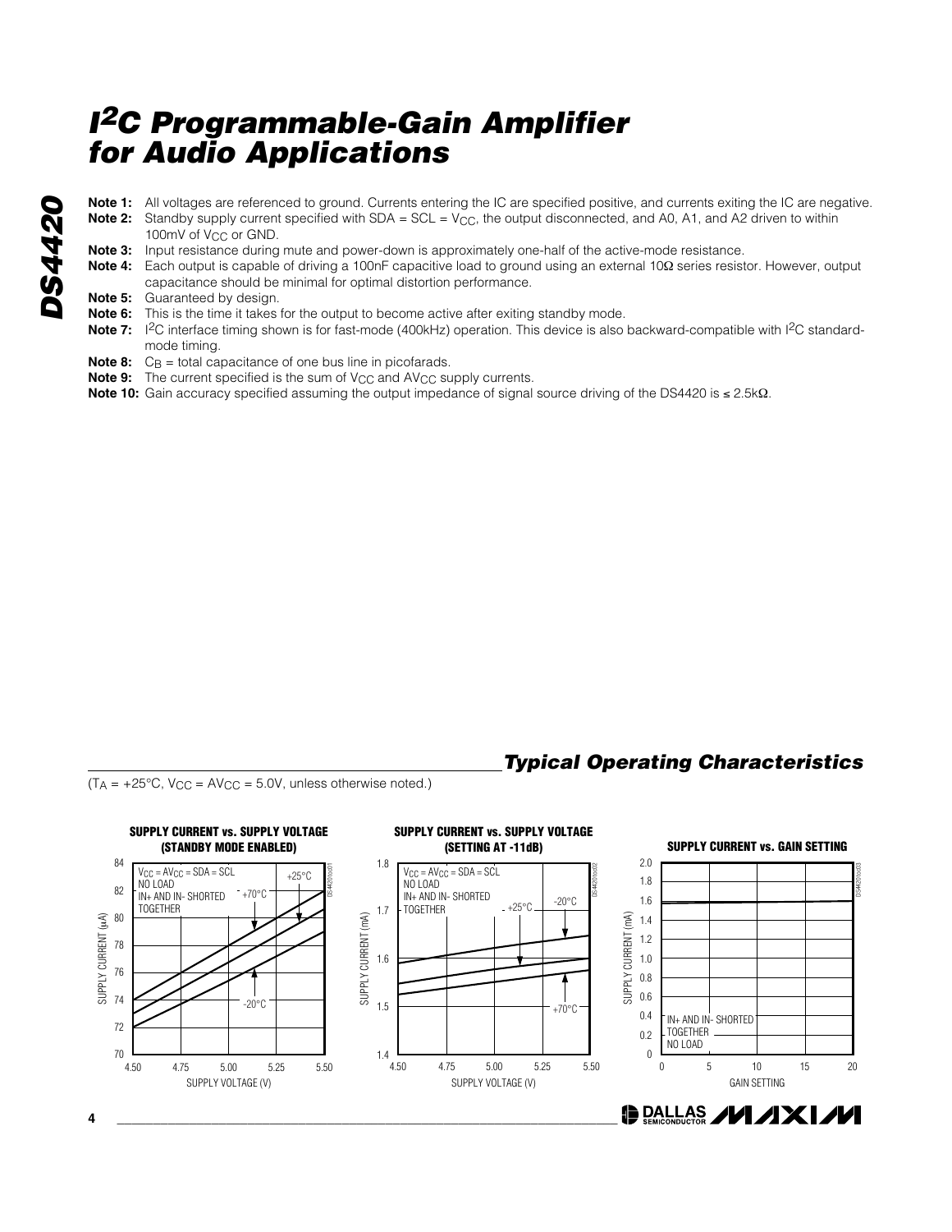**Note 1:** All voltages are referenced to ground. Currents entering the IC are specified positive, and currents exiting the IC are negative.

**Note 2:** Standby supply current specified with SDA = SCL = $V_{CC}$, the output disconnected, and A0, A1, and A2 driven to within 100mV of $V_{CC}$ or GND.

**Note 3:** Input resistance during mute and power-down is approximately one-half of the active-mode resistance.

**Note 4:** Each output is capable of driving a 100nF capacitive load to ground using an external 10Ω series resistor. However, output capacitance should be minimal for optimal distortion performance.

**Note 5:** Guaranteed by design.

**Note 6:** This is the time it takes for the output to become active after exiting standby mode.

**Note 7:** $I^2C$ interface timing shown is for fast-mode (400kHz) operation. This device is also backward-compatible with $I^2C$ standard-mode timing.

**Note 8:** $C_B$ = total capacitance of one bus line in picofarads.

**Note 9:** The current specified is the sum of $V_{CC}$ and $AV_{CC}$ supply currents.

**Note 10:** Gain accuracy specified assuming the output impedance of signal source driving of the DS4420 is ≤ 2.5kΩ.

## Typical Operating Characteristics

($T_A$ = +25°C, $V_{CC}$ = $AV_{CC}$ = 5.0V, unless otherwise noted.)

**SUPPLY CURRENT vs. SUPPLY VOLTAGE (STANDBY MODE ENABLED)**

**SUPPLY CURRENT vs. SUPPLY VOLTAGE (SETTING AT -11dB)**

**SUPPLY CURRENT vs. GAIN SETTING**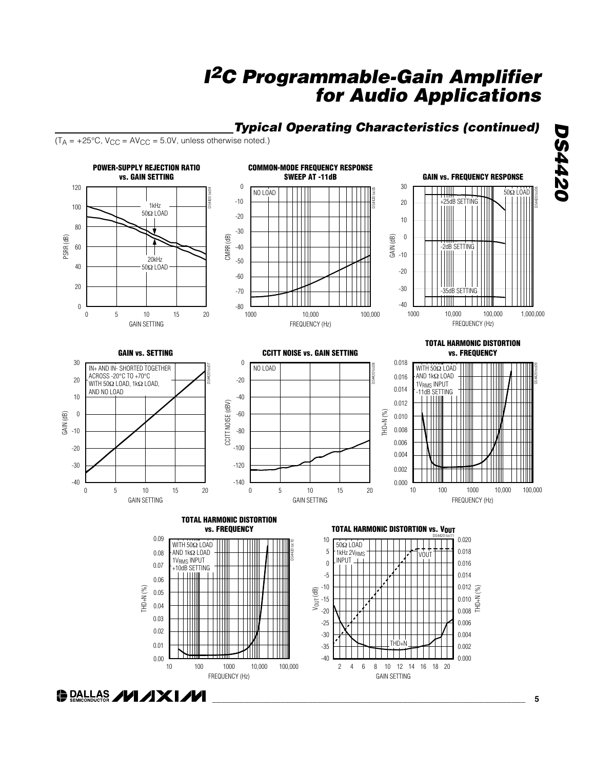## Typical Operating Characteristics (continued)

($T_A$ = +25°C, $V_{CC}$ = $AV_{CC}$ = 5.0V, unless otherwise noted.)

**POWER-SUPPLY REJECTION RATIO vs. GAIN SETTING**

**COMMON-MODE FREQUENCY RESPONSE SWEEP AT -11dB**

**GAIN vs. FREQUENCY RESPONSE**

**GAIN vs. SETTING**

**CCITT NOISE vs. GAIN SETTING**

**TOTAL HARMONIC DISTORTION vs. FREQUENCY**

**TOTAL HARMONIC DISTORTION vs. FREQUENCY**

**TOTAL HARMONIC DISTORTION vs. $V_{OUT}$**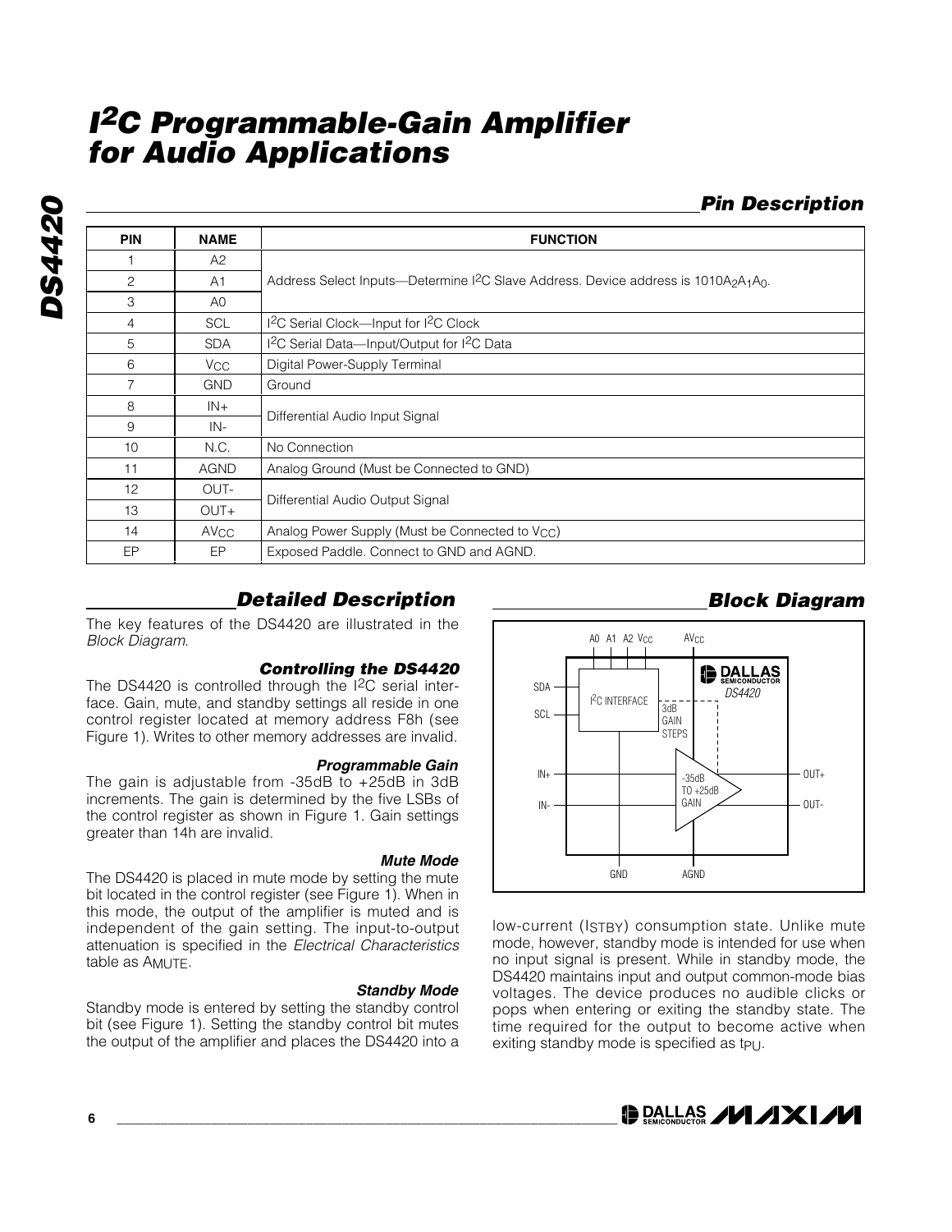# I²C Programmable-Gain Amplifier for Audio Applications

## Pin Description

| PIN | NAME | FUNCTION |
|---|---|---|
| 1 | A2 | Address Select Inputs—Determine I²C Slave Address. Device address is $1010A_2A_1A_0$. |
| 2 | A1 | |
| 3 | A0 | |
| 4 | SCL | I²C Serial Clock—Input for I²C Clock |
| 5 | SDA | I²C Serial Data—Input/Output for I²C Data |
| 6 | $V_{CC}$ | Digital Power-Supply Terminal |
| 7 | GND | Ground |
| 8 | IN+ | Differential Audio Input Signal |
| 9 | IN- | |
| 10 | N.C. | No Connection |
| 11 | AGND | Analog Ground (Must be Connected to GND) |
| 12 | OUT- | Differential Audio Output Signal |
| 13 | OUT+ | |
| 14 | $AV_{CC}$ | Analog Power Supply (Must be Connected to $V_{CC}$) |
| EP | EP | Exposed Paddle. Connect to GND and AGND. |

## Detailed Description

The key features of the DS4420 are illustrated in the *Block Diagram*.

### Controlling the DS4420

The DS4420 is controlled through the I²C serial interface. Gain, mute, and standby settings all reside in one control register located at memory address F8h (see Figure 1). Writes to other memory addresses are invalid.

### Programmable Gain

The gain is adjustable from -35dB to +25dB in 3dB increments. The gain is determined by the five LSBs of the control register as shown in Figure 1. Gain settings greater than 14h are invalid.

### Mute Mode

The DS4420 is placed in mute mode by setting the mute bit located in the control register (see Figure 1). When in this mode, the output of the amplifier is muted and is independent of the gain setting. The input-to-output attenuation is specified in the *Electrical Characteristics* table as $A_{MUTE}$.

### Standby Mode

Standby mode is entered by setting the standby control bit (see Figure 1). Setting the standby control bit mutes the output of the amplifier and places the DS4420 into a low-current ($I_{STBY}$) consumption state. Unlike mute mode, however, standby mode is intended for use when no input signal is present. While in standby mode, the DS4420 maintains input and output common-mode bias voltages. The device produces no audible clicks or pops when entering or exiting the standby state. The time required for the output to become active when exiting standby mode is specified as $t_{PU}$.

## Block Diagram

A0 A1 A2 $V_{CC}$ $AV_{CC}$

SDA, SCL — I²C INTERFACE — 3dB GAIN STEPS

IN+, IN- — -35dB TO +25dB GAIN — OUT+, OUT-

GND AGND

DALLAS SEMICONDUCTOR DS4420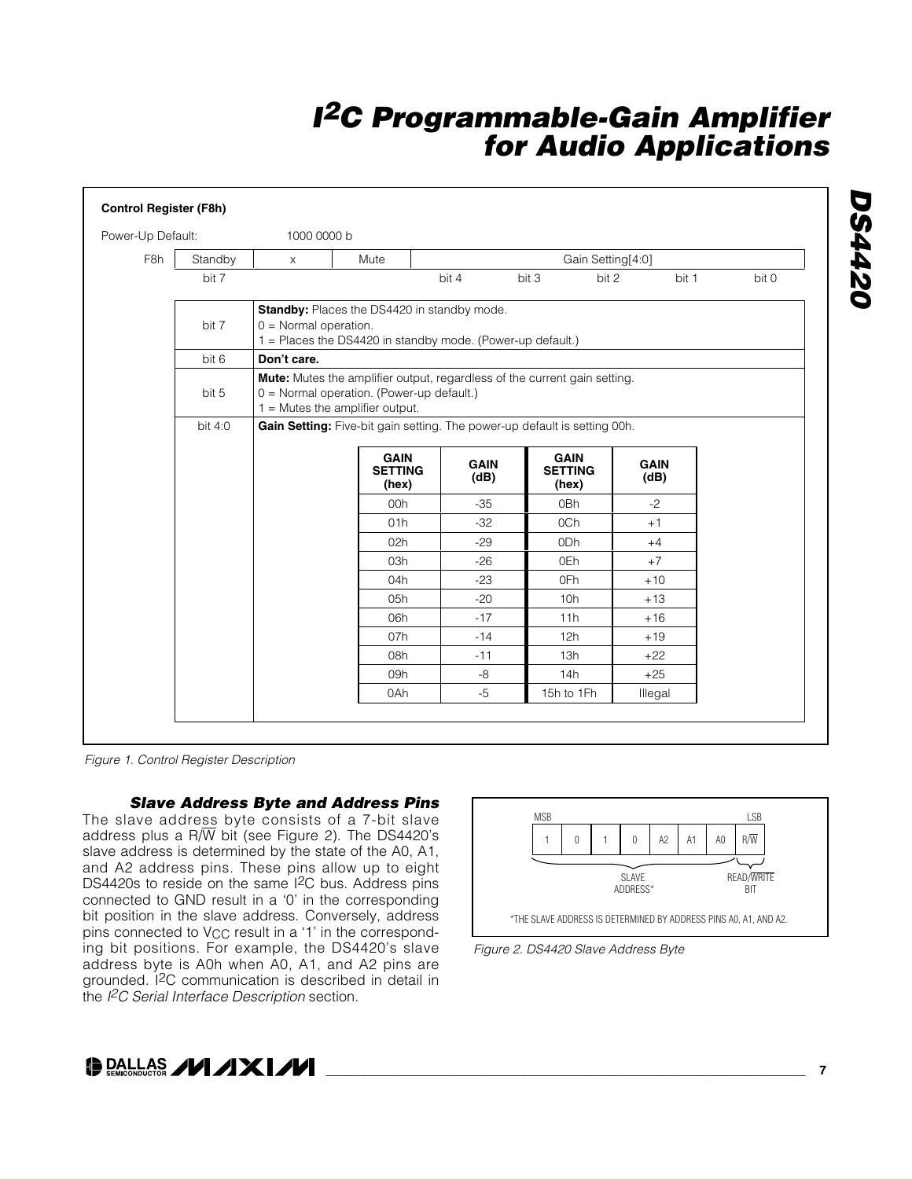**Control Register (F8h)**

Power-Up Default: 1000 0000 b

| F8h | Standby | x | Mute | Gain Setting[4:0] | | | | |
|---|---|---|---|---|---|---|---|---|
| | bit 7 | | | bit 4 | bit 3 | bit 2 | bit 1 | bit 0 |

| Bit | Description |
|---|---|
| bit 7 | **Standby:** Places the DS4420 in standby mode.<br>0 = Normal operation.<br>1 = Places the DS4420 in standby mode. (Power-up default.) |
| bit 6 | **Don't care.** |
| bit 5 | **Mute:** Mutes the amplifier output, regardless of the current gain setting.<br>0 = Normal operation. (Power-up default.)<br>1 = Mutes the amplifier output. |
| bit 4:0 | **Gain Setting:** Five-bit gain setting. The power-up default is setting 00h. |

| GAIN SETTING (hex) | GAIN (dB) | GAIN SETTING (hex) | GAIN (dB) |
|---|---|---|---|
| 00h | -35 | 0Bh | -2 |
| 01h | -32 | 0Ch | +1 |
| 02h | -29 | 0Dh | +4 |
| 03h | -26 | 0Eh | +7 |
| 04h | -23 | 0Fh | +10 |
| 05h | -20 | 10h | +13 |
| 06h | -17 | 11h | +16 |
| 07h | -14 | 12h | +19 |
| 08h | -11 | 13h | +22 |
| 09h | -8 | 14h | +25 |
| 0Ah | -5 | 15h to 1Fh | Illegal |

*Figure 1. Control Register Description*

### *Slave Address Byte and Address Pins*

The slave address byte consists of a 7-bit slave address plus a R/$\overline{W}$ bit (see Figure 2). The DS4420's slave address is determined by the state of the A0, A1, and A2 address pins. These pins allow up to eight DS4420s to reside on the same I²C bus. Address pins connected to GND result in a '0' in the corresponding bit position in the slave address. Conversely, address pins connected to $V_{CC}$ result in a '1' in the corresponding bit positions. For example, the DS4420's slave address byte is A0h when A0, A1, and A2 pins are grounded. I²C communication is described in detail in the *I²C Serial Interface Description* section.

| MSB | | | | | | | LSB |
|---|---|---|---|---|---|---|---|
| 1 | 0 | 1 | 0 | A2 | A1 | A0 | R/$\overline{W}$ |
| SLAVE ADDRESS* | | | | | | | READ/$\overline{WRITE}$ BIT |

*THE SLAVE ADDRESS IS DETERMINED BY ADDRESS PINS A0, A1, AND A2.

*Figure 2. DS4420 Slave Address Byte*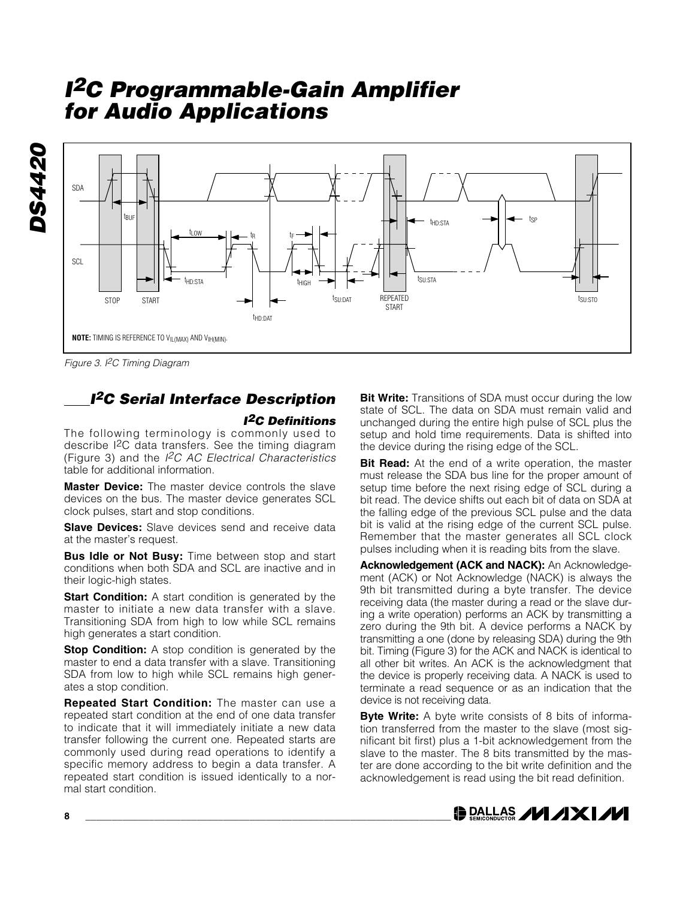# I²C Programmable-Gain Amplifier for Audio Applications

NOTE: TIMING IS REFERENCE TO $V_{IL(MAX)}$ AND $V_{IH(MIN)}$.

*Figure 3. I²C Timing Diagram*

## I²C Serial Interface Description

### I²C Definitions

The following terminology is commonly used to describe I²C data transfers. See the timing diagram (Figure 3) and the *I²C AC Electrical Characteristics* table for additional information.

**Master Device:** The master device controls the slave devices on the bus. The master device generates SCL clock pulses, start and stop conditions.

**Slave Devices:** Slave devices send and receive data at the master's request.

**Bus Idle or Not Busy:** Time between stop and start conditions when both SDA and SCL are inactive and in their logic-high states.

**Start Condition:** A start condition is generated by the master to initiate a new data transfer with a slave. Transitioning SDA from high to low while SCL remains high generates a start condition.

**Stop Condition:** A stop condition is generated by the master to end a data transfer with a slave. Transitioning SDA from low to high while SCL remains high generates a stop condition.

**Repeated Start Condition:** The master can use a repeated start condition at the end of one data transfer to indicate that it will immediately initiate a new data transfer following the current one. Repeated starts are commonly used during read operations to identify a specific memory address to begin a data transfer. A repeated start condition is issued identically to a normal start condition.

**Bit Write:** Transitions of SDA must occur during the low state of SCL. The data on SDA must remain valid and unchanged during the entire high pulse of SCL plus the setup and hold time requirements. Data is shifted into the device during the rising edge of the SCL.

**Bit Read:** At the end of a write operation, the master must release the SDA bus line for the proper amount of setup time before the next rising edge of SCL during a bit read. The device shifts out each bit of data on SDA at the falling edge of the previous SCL pulse and the data bit is valid at the rising edge of the current SCL pulse. Remember that the master generates all SCL clock pulses including when it is reading bits from the slave.

**Acknowledgement (ACK and NACK):** An Acknowledgement (ACK) or Not Acknowledge (NACK) is always the 9th bit transmitted during a byte transfer. The device receiving data (the master during a read or the slave during a write operation) performs an ACK by transmitting a zero during the 9th bit. A device performs a NACK by transmitting a one (done by releasing SDA) during the 9th bit. Timing (Figure 3) for the ACK and NACK is identical to all other bit writes. An ACK is the acknowledgment that the device is properly receiving data. A NACK is used to terminate a read sequence or as an indication that the device is not receiving data.

**Byte Write:** A byte write consists of 8 bits of information transferred from the master to the slave (most significant bit first) plus a 1-bit acknowledgement from the slave to the master. The 8 bits transmitted by the master are done according to the bit write definition and the acknowledgement is read using the bit read definition.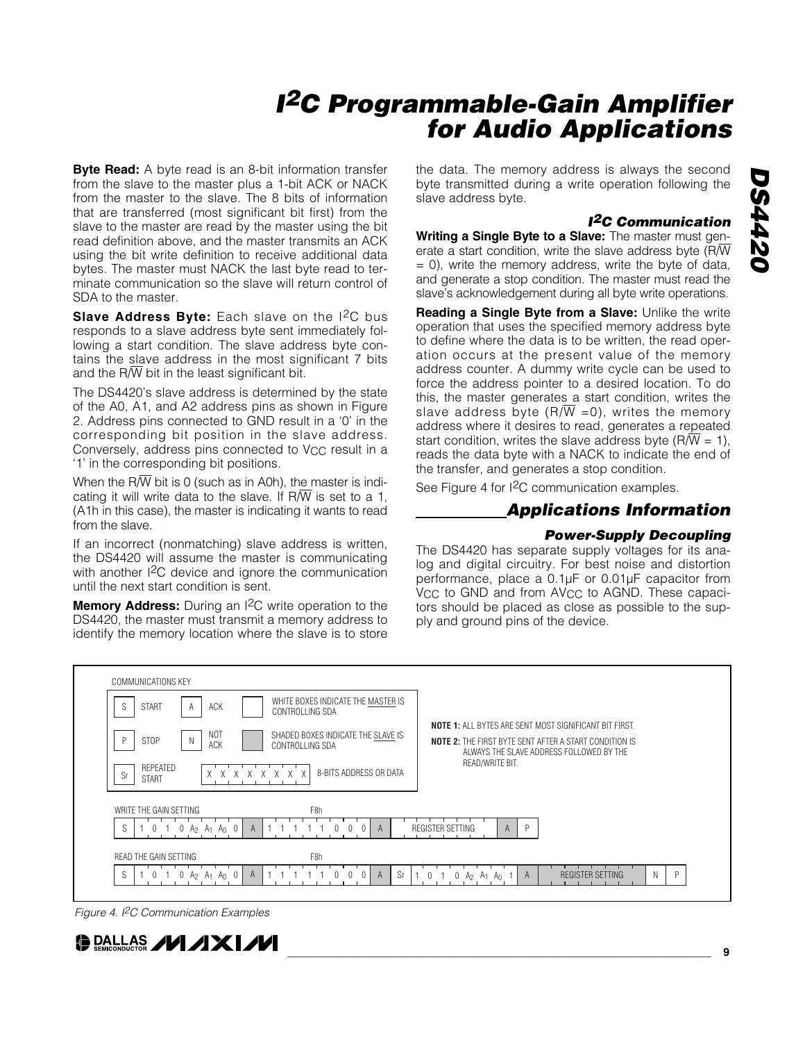**Byte Read:** A byte read is an 8-bit information transfer from the slave to the master plus a 1-bit ACK or NACK from the master to the slave. The 8 bits of information that are transferred (most significant bit first) from the slave to the master are read by the master using the bit read definition above, and the master transmits an ACK using the bit write definition to receive additional data bytes. The master must NACK the last byte read to terminate communication so the slave will return control of SDA to the master.

**Slave Address Byte:** Each slave on the I²C bus responds to a slave address byte sent immediately following a start condition. The slave address byte contains the slave address in the most significant 7 bits and the R/W̄ bit in the least significant bit.

The DS4420's slave address is determined by the state of the A0, A1, and A2 address pins as shown in Figure 2. Address pins connected to GND result in a '0' in the corresponding bit position in the slave address. Conversely, address pins connected to $V_{CC}$ result in a '1' in the corresponding bit positions.

When the R/W̄ bit is 0 (such as in A0h), the master is indicating it will write data to the slave. If R/W̄ is set to a 1, (A1h in this case), the master is indicating it wants to read from the slave.

If an incorrect (nonmatching) slave address is written, the DS4420 will assume the master is communicating with another I²C device and ignore the communication until the next start condition is sent.

**Memory Address:** During an I²C write operation to the DS4420, the master must transmit a memory address to identify the memory location where the slave is to store the data. The memory address is always the second byte transmitted during a write operation following the slave address byte.

### I²C Communication

**Writing a Single Byte to a Slave:** The master must generate a start condition, write the slave address byte (R/W̄ = 0), write the memory address, write the byte of data, and generate a stop condition. The master must read the slave's acknowledgement during all byte write operations.

**Reading a Single Byte from a Slave:** Unlike the write operation that uses the specified memory address byte to define where the data is to be written, the read operation occurs at the present value of the memory address counter. A dummy write cycle can be used to force the address pointer to a desired location. To do this, the master generates a start condition, writes the slave address byte (R/W̄ = 0), writes the memory address where it desires to read, generates a repeated start condition, writes the slave address byte (R/W̄ = 1), reads the data byte with a NACK to indicate the end of the transfer, and generates a stop condition.

See Figure 4 for I²C communication examples.

## Applications Information

### Power-Supply Decoupling

The DS4420 has separate supply voltages for its analog and digital circuitry. For best noise and distortion performance, place a 0.1µF or 0.01µF capacitor from $V_{CC}$ to GND and from $AV_{CC}$ to AGND. These capacitors should be placed as close as possible to the supply and ground pins of the device.

COMMUNICATIONS KEY

- S — START
- A — ACK
- P — STOP
- N — NOT ACK
- Sr — REPEATED START
- WHITE BOXES INDICATE THE MASTER IS CONTROLLING SDA
- SHADED BOXES INDICATE THE SLAVE IS CONTROLLING SDA
- X X X X X X X X — 8-BITS ADDRESS OR DATA

**NOTE 1:** ALL BYTES ARE SENT MOST SIGNIFICANT BIT FIRST.

**NOTE 2:** THE FIRST BYTE SENT AFTER A START CONDITION IS ALWAYS THE SLAVE ADDRESS FOLLOWED BY THE READ/WRITE BIT.

WRITE THE GAIN SETTING

| S | 1 0 1 0 $A_2$ $A_1$ $A_0$ 0 | A | 1 1 1 1 1 0 0 0 (F8h) | A | REGISTER SETTING | A | P |
|---|---|---|---|---|---|---|---|

READ THE GAIN SETTING

| S | 1 0 1 0 $A_2$ $A_1$ $A_0$ 0 | A | 1 1 1 1 1 0 0 0 (F8h) | A | Sr | 1 0 1 0 $A_2$ $A_1$ $A_0$ 1 | A | REGISTER SETTING | N | P |
|---|---|---|---|---|---|---|---|---|---|---|

*Figure 4. I²C Communication Examples*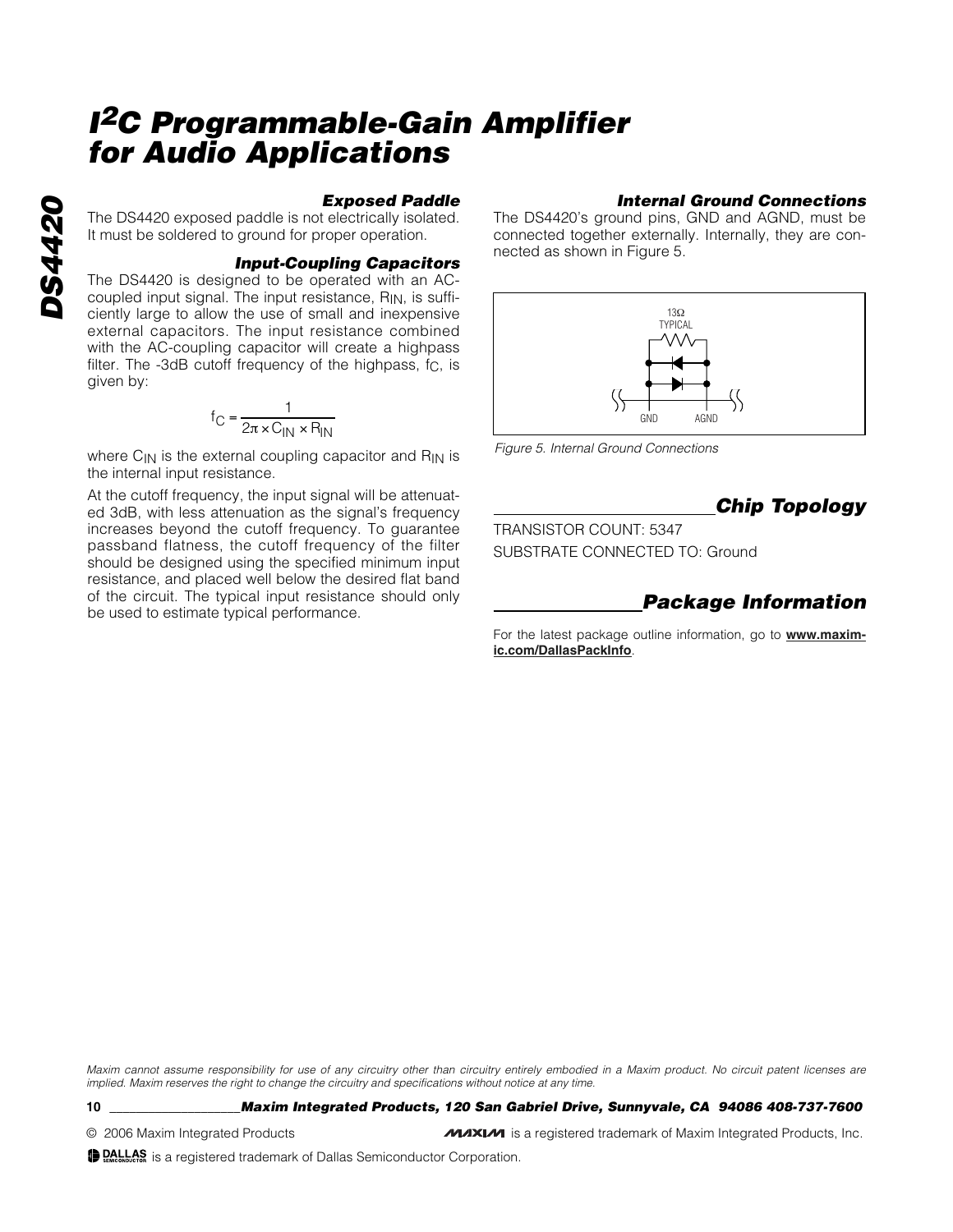# I2C Programmable-Gain Amplifier for Audio Applications

### Exposed Paddle

The DS4420 exposed paddle is not electrically isolated. It must be soldered to ground for proper operation.

### Input-Coupling Capacitors

The DS4420 is designed to be operated with an AC-coupled input signal. The input resistance, $R_{IN}$, is sufficiently large to allow the use of small and inexpensive external capacitors. The input resistance combined with the AC-coupling capacitor will create a highpass filter. The -3dB cutoff frequency of the highpass, $f_C$, is given by:

$$f_C = \frac{1}{2\pi \times C_{IN} \times R_{IN}}$$

where $C_{IN}$ is the external coupling capacitor and $R_{IN}$ is the internal input resistance.

At the cutoff frequency, the input signal will be attenuated 3dB, with less attenuation as the signal's frequency increases beyond the cutoff frequency. To guarantee passband flatness, the cutoff frequency of the filter should be designed using the specified minimum input resistance, and placed well below the desired flat band of the circuit. The typical input resistance should only be used to estimate typical performance.

### Internal Ground Connections

The DS4420's ground pins, GND and AGND, must be connected together externally. Internally, they are connected as shown in Figure 5.

13Ω
TYPICAL
GND
AGND

*Figure 5. Internal Ground Connections*

## Chip Topology

TRANSISTOR COUNT: 5347

SUBSTRATE CONNECTED TO: Ground

## Package Information

For the latest package outline information, go to **www.maxim-ic.com/DallasPackInfo**.

*Maxim cannot assume responsibility for use of any circuitry other than circuitry entirely embodied in a Maxim product. No circuit patent licenses are implied. Maxim reserves the right to change the circuitry and specifications without notice at any time.*

**Maxim Integrated Products, 120 San Gabriel Drive, Sunnyvale, CA 94086 408-737-7600**

© 2006 Maxim Integrated Products

MAXIM is a registered trademark of Maxim Integrated Products, Inc.

DALLAS is a registered trademark of Dallas Semiconductor Corporation.